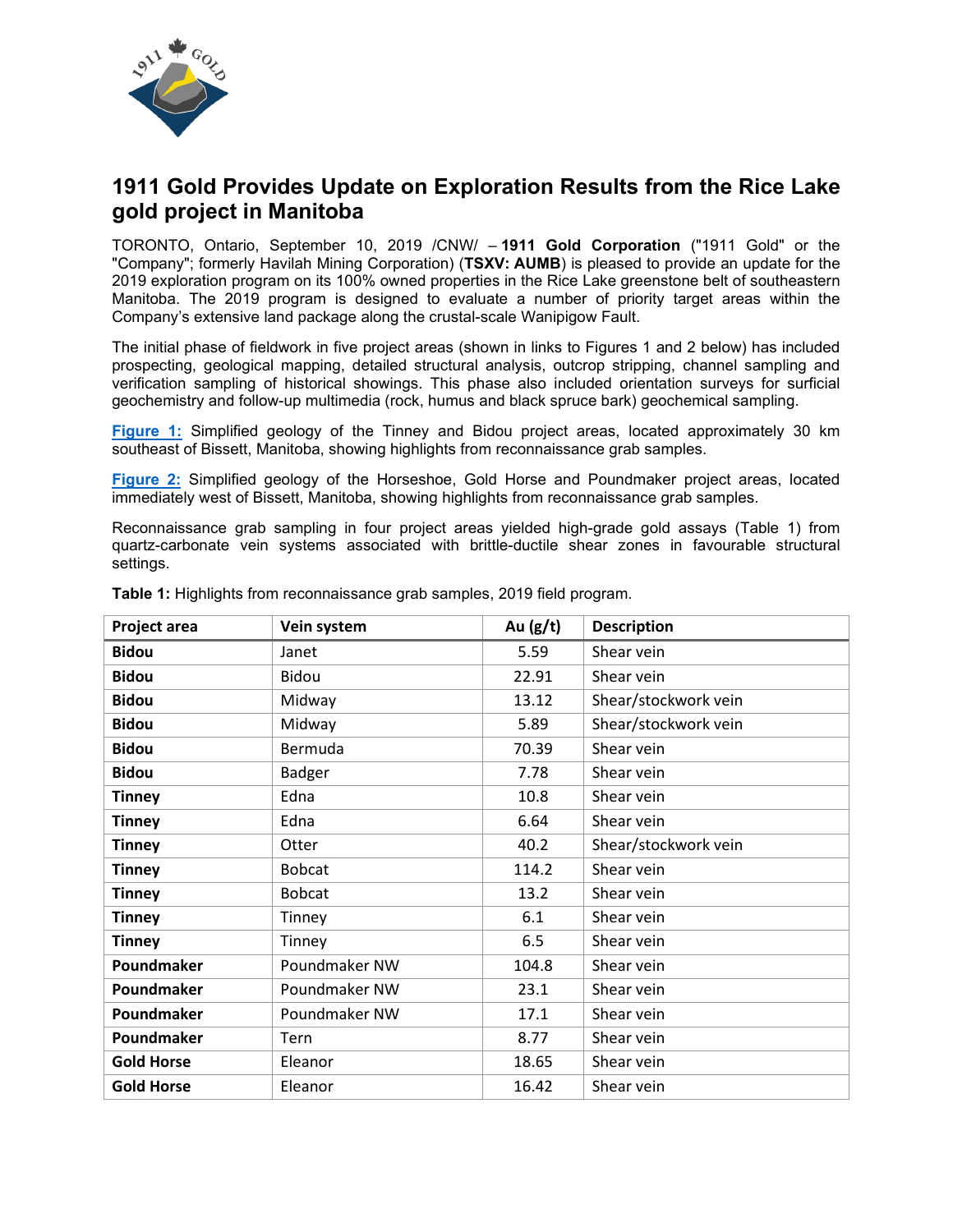# 1911 Gold Provides Update on Exploration Results from the Rice Lake gold project in Manitoba

TORONTO, Ontario, September 10, 2019 /CNW/ – **1911 Gold Corporation** ("1911 Gold" or the "Company"; formerly Havilah Mining Corporation) (**TSXV: AUMB**) is pleased to provide an update for the 2019 exploration program on its 100% owned properties in the Rice Lake greenstone belt of southeastern Manitoba. The 2019 program is designed to evaluate a number of priority target areas within the Company's extensive land package along the crustal-scale Wanipigow Fault.

The initial phase of fieldwork in five project areas (shown in links to Figures 1 and 2 below) has included prospecting, geological mapping, detailed structural analysis, outcrop stripping, channel sampling and verification sampling of historical showings. This phase also included orientation surveys for surficial geochemistry and follow-up multimedia (rock, humus and black spruce bark) geochemical sampling.

**Figure 1:** Simplified geology of the Tinney and Bidou project areas, located approximately 30 km southeast of Bissett, Manitoba, showing highlights from reconnaissance grab samples.

**Figure 2:** Simplified geology of the Horseshoe, Gold Horse and Poundmaker project areas, located immediately west of Bissett, Manitoba, showing highlights from reconnaissance grab samples.

Reconnaissance grab sampling in four project areas yielded high-grade gold assays (Table 1) from quartz-carbonate vein systems associated with brittle-ductile shear zones in favourable structural settings.

**Table 1:** Highlights from reconnaissance grab samples, 2019 field program.

| Project area | Vein system | Au (g/t) | Description |
|---|---|---|---|
| **Bidou** | Janet | 5.59 | Shear vein |
| **Bidou** | Bidou | 22.91 | Shear vein |
| **Bidou** | Midway | 13.12 | Shear/stockwork vein |
| **Bidou** | Midway | 5.89 | Shear/stockwork vein |
| **Bidou** | Bermuda | 70.39 | Shear vein |
| **Bidou** | Badger | 7.78 | Shear vein |
| **Tinney** | Edna | 10.8 | Shear vein |
| **Tinney** | Edna | 6.64 | Shear vein |
| **Tinney** | Otter | 40.2 | Shear/stockwork vein |
| **Tinney** | Bobcat | 114.2 | Shear vein |
| **Tinney** | Bobcat | 13.2 | Shear vein |
| **Tinney** | Tinney | 6.1 | Shear vein |
| **Tinney** | Tinney | 6.5 | Shear vein |
| **Poundmaker** | Poundmaker NW | 104.8 | Shear vein |
| **Poundmaker** | Poundmaker NW | 23.1 | Shear vein |
| **Poundmaker** | Poundmaker NW | 17.1 | Shear vein |
| **Poundmaker** | Tern | 8.77 | Shear vein |
| **Gold Horse** | Eleanor | 18.65 | Shear vein |
| **Gold Horse** | Eleanor | 16.42 | Shear vein |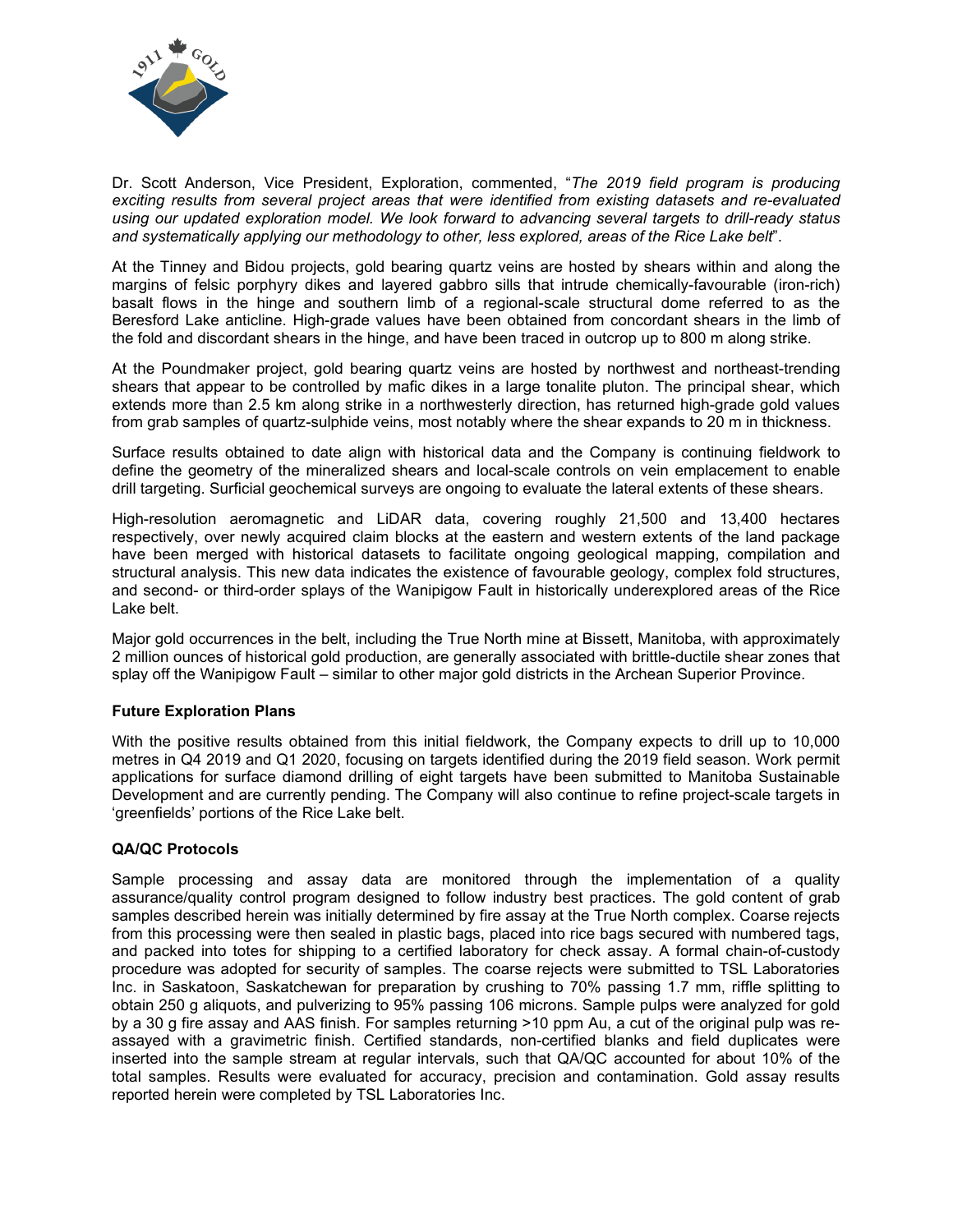Dr. Scott Anderson, Vice President, Exploration, commented, "*The 2019 field program is producing exciting results from several project areas that were identified from existing datasets and re-evaluated using our updated exploration model. We look forward to advancing several targets to drill-ready status and systematically applying our methodology to other, less explored, areas of the Rice Lake belt*".

At the Tinney and Bidou projects, gold bearing quartz veins are hosted by shears within and along the margins of felsic porphyry dikes and layered gabbro sills that intrude chemically-favourable (iron-rich) basalt flows in the hinge and southern limb of a regional-scale structural dome referred to as the Beresford Lake anticline. High-grade values have been obtained from concordant shears in the limb of the fold and discordant shears in the hinge, and have been traced in outcrop up to 800 m along strike.

At the Poundmaker project, gold bearing quartz veins are hosted by northwest and northeast-trending shears that appear to be controlled by mafic dikes in a large tonalite pluton. The principal shear, which extends more than 2.5 km along strike in a northwesterly direction, has returned high-grade gold values from grab samples of quartz-sulphide veins, most notably where the shear expands to 20 m in thickness.

Surface results obtained to date align with historical data and the Company is continuing fieldwork to define the geometry of the mineralized shears and local-scale controls on vein emplacement to enable drill targeting. Surficial geochemical surveys are ongoing to evaluate the lateral extents of these shears.

High-resolution aeromagnetic and LiDAR data, covering roughly 21,500 and 13,400 hectares respectively, over newly acquired claim blocks at the eastern and western extents of the land package have been merged with historical datasets to facilitate ongoing geological mapping, compilation and structural analysis. This new data indicates the existence of favourable geology, complex fold structures, and second- or third-order splays of the Wanipigow Fault in historically underexplored areas of the Rice Lake belt.

Major gold occurrences in the belt, including the True North mine at Bissett, Manitoba, with approximately 2 million ounces of historical gold production, are generally associated with brittle-ductile shear zones that splay off the Wanipigow Fault – similar to other major gold districts in the Archean Superior Province.

**Future Exploration Plans**

With the positive results obtained from this initial fieldwork, the Company expects to drill up to 10,000 metres in Q4 2019 and Q1 2020, focusing on targets identified during the 2019 field season. Work permit applications for surface diamond drilling of eight targets have been submitted to Manitoba Sustainable Development and are currently pending. The Company will also continue to refine project-scale targets in 'greenfields' portions of the Rice Lake belt.

**QA/QC Protocols**

Sample processing and assay data are monitored through the implementation of a quality assurance/quality control program designed to follow industry best practices. The gold content of grab samples described herein was initially determined by fire assay at the True North complex. Coarse rejects from this processing were then sealed in plastic bags, placed into rice bags secured with numbered tags, and packed into totes for shipping to a certified laboratory for check assay. A formal chain-of-custody procedure was adopted for security of samples. The coarse rejects were submitted to TSL Laboratories Inc. in Saskatoon, Saskatchewan for preparation by crushing to 70% passing 1.7 mm, riffle splitting to obtain 250 g aliquots, and pulverizing to 95% passing 106 microns. Sample pulps were analyzed for gold by a 30 g fire assay and AAS finish. For samples returning >10 ppm Au, a cut of the original pulp was re-assayed with a gravimetric finish. Certified standards, non-certified blanks and field duplicates were inserted into the sample stream at regular intervals, such that QA/QC accounted for about 10% of the total samples. Results were evaluated for accuracy, precision and contamination. Gold assay results reported herein were completed by TSL Laboratories Inc.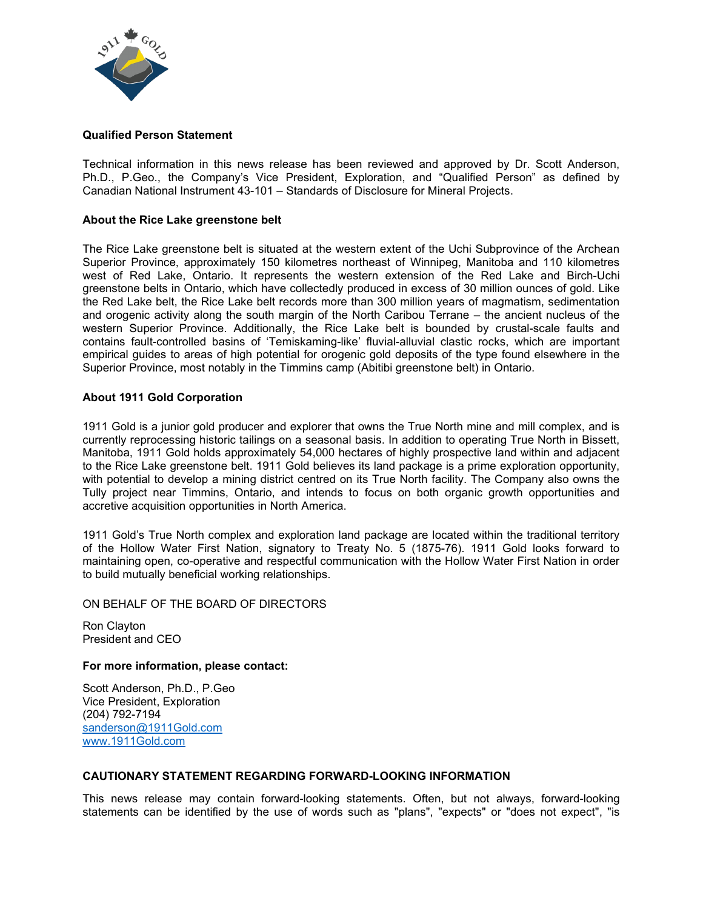**Qualified Person Statement**

Technical information in this news release has been reviewed and approved by Dr. Scott Anderson, Ph.D., P.Geo., the Company's Vice President, Exploration, and "Qualified Person" as defined by Canadian National Instrument 43-101 – Standards of Disclosure for Mineral Projects.

**About the Rice Lake greenstone belt**

The Rice Lake greenstone belt is situated at the western extent of the Uchi Subprovince of the Archean Superior Province, approximately 150 kilometres northeast of Winnipeg, Manitoba and 110 kilometres west of Red Lake, Ontario. It represents the western extension of the Red Lake and Birch-Uchi greenstone belts in Ontario, which have collectedly produced in excess of 30 million ounces of gold. Like the Red Lake belt, the Rice Lake belt records more than 300 million years of magmatism, sedimentation and orogenic activity along the south margin of the North Caribou Terrane – the ancient nucleus of the western Superior Province. Additionally, the Rice Lake belt is bounded by crustal-scale faults and contains fault-controlled basins of 'Temiskaming-like' fluvial-alluvial clastic rocks, which are important empirical guides to areas of high potential for orogenic gold deposits of the type found elsewhere in the Superior Province, most notably in the Timmins camp (Abitibi greenstone belt) in Ontario.

**About 1911 Gold Corporation**

1911 Gold is a junior gold producer and explorer that owns the True North mine and mill complex, and is currently reprocessing historic tailings on a seasonal basis. In addition to operating True North in Bissett, Manitoba, 1911 Gold holds approximately 54,000 hectares of highly prospective land within and adjacent to the Rice Lake greenstone belt. 1911 Gold believes its land package is a prime exploration opportunity, with potential to develop a mining district centred on its True North facility. The Company also owns the Tully project near Timmins, Ontario, and intends to focus on both organic growth opportunities and accretive acquisition opportunities in North America.

1911 Gold's True North complex and exploration land package are located within the traditional territory of the Hollow Water First Nation, signatory to Treaty No. 5 (1875-76). 1911 Gold looks forward to maintaining open, co-operative and respectful communication with the Hollow Water First Nation in order to build mutually beneficial working relationships.

ON BEHALF OF THE BOARD OF DIRECTORS

Ron Clayton
President and CEO

**For more information, please contact:**

Scott Anderson, Ph.D., P.Geo
Vice President, Exploration
(204) 792-7194
sanderson@1911Gold.com
www.1911Gold.com

**CAUTIONARY STATEMENT REGARDING FORWARD-LOOKING INFORMATION**

This news release may contain forward-looking statements. Often, but not always, forward-looking statements can be identified by the use of words such as "plans", "expects" or "does not expect", "is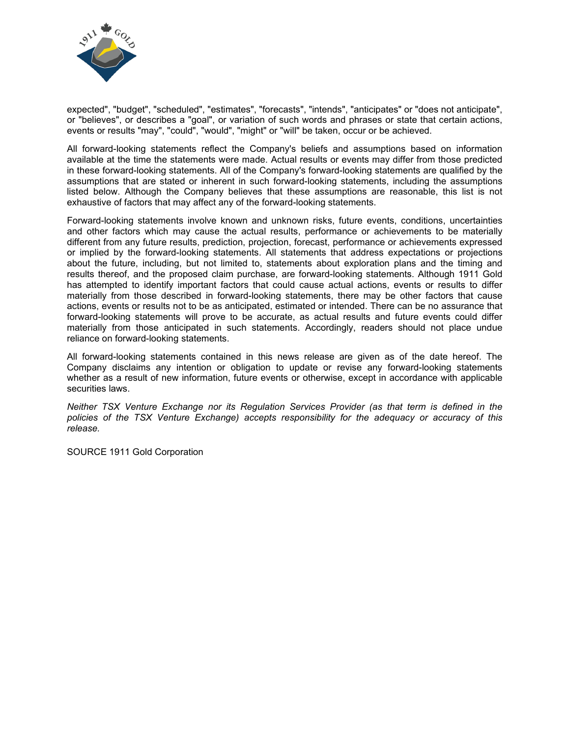expected", "budget", "scheduled", "estimates", "forecasts", "intends", "anticipates" or "does not anticipate", or "believes", or describes a "goal", or variation of such words and phrases or state that certain actions, events or results "may", "could", "would", "might" or "will" be taken, occur or be achieved.

All forward-looking statements reflect the Company's beliefs and assumptions based on information available at the time the statements were made. Actual results or events may differ from those predicted in these forward-looking statements. All of the Company's forward-looking statements are qualified by the assumptions that are stated or inherent in such forward-looking statements, including the assumptions listed below. Although the Company believes that these assumptions are reasonable, this list is not exhaustive of factors that may affect any of the forward-looking statements.

Forward-looking statements involve known and unknown risks, future events, conditions, uncertainties and other factors which may cause the actual results, performance or achievements to be materially different from any future results, prediction, projection, forecast, performance or achievements expressed or implied by the forward-looking statements. All statements that address expectations or projections about the future, including, but not limited to, statements about exploration plans and the timing and results thereof, and the proposed claim purchase, are forward-looking statements. Although 1911 Gold has attempted to identify important factors that could cause actual actions, events or results to differ materially from those described in forward-looking statements, there may be other factors that cause actions, events or results not to be as anticipated, estimated or intended. There can be no assurance that forward-looking statements will prove to be accurate, as actual results and future events could differ materially from those anticipated in such statements. Accordingly, readers should not place undue reliance on forward-looking statements.

All forward-looking statements contained in this news release are given as of the date hereof. The Company disclaims any intention or obligation to update or revise any forward-looking statements whether as a result of new information, future events or otherwise, except in accordance with applicable securities laws.

*Neither TSX Venture Exchange nor its Regulation Services Provider (as that term is defined in the policies of the TSX Venture Exchange) accepts responsibility for the adequacy or accuracy of this release.*

SOURCE 1911 Gold Corporation